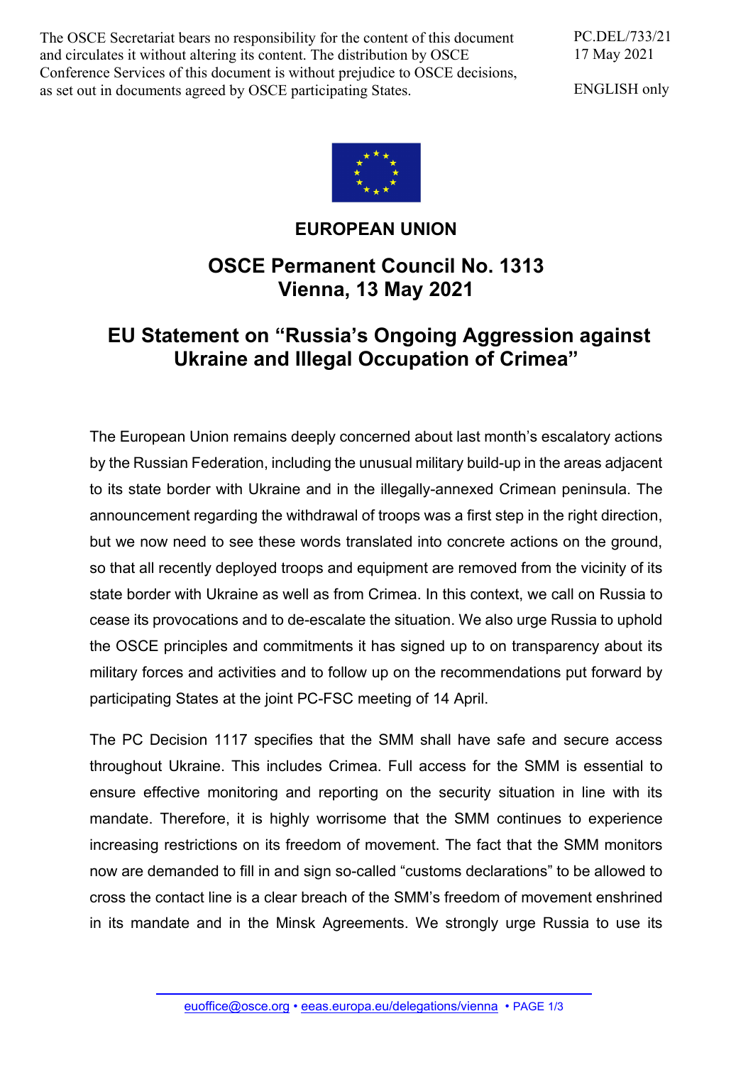The OSCE Secretariat bears no responsibility for the content of this document and circulates it without altering its content. The distribution by OSCE Conference Services of this document is without prejudice to OSCE decisions, as set out in documents agreed by OSCE participating States.

PC.DEL/733/21
17 May 2021

ENGLISH only

# EUROPEAN UNION

## OSCE Permanent Council No. 1313
## Vienna, 13 May 2021

## EU Statement on “Russia’s Ongoing Aggression against Ukraine and Illegal Occupation of Crimea”

The European Union remains deeply concerned about last month’s escalatory actions by the Russian Federation, including the unusual military build-up in the areas adjacent to its state border with Ukraine and in the illegally-annexed Crimean peninsula. The announcement regarding the withdrawal of troops was a first step in the right direction, but we now need to see these words translated into concrete actions on the ground, so that all recently deployed troops and equipment are removed from the vicinity of its state border with Ukraine as well as from Crimea. In this context, we call on Russia to cease its provocations and to de-escalate the situation. We also urge Russia to uphold the OSCE principles and commitments it has signed up to on transparency about its military forces and activities and to follow up on the recommendations put forward by participating States at the joint PC-FSC meeting of 14 April.

The PC Decision 1117 specifies that the SMM shall have safe and secure access throughout Ukraine. This includes Crimea. Full access for the SMM is essential to ensure effective monitoring and reporting on the security situation in line with its mandate. Therefore, it is highly worrisome that the SMM continues to experience increasing restrictions on its freedom of movement. The fact that the SMM monitors now are demanded to fill in and sign so-called “customs declarations” to be allowed to cross the contact line is a clear breach of the SMM’s freedom of movement enshrined in its mandate and in the Minsk Agreements. We strongly urge Russia to use its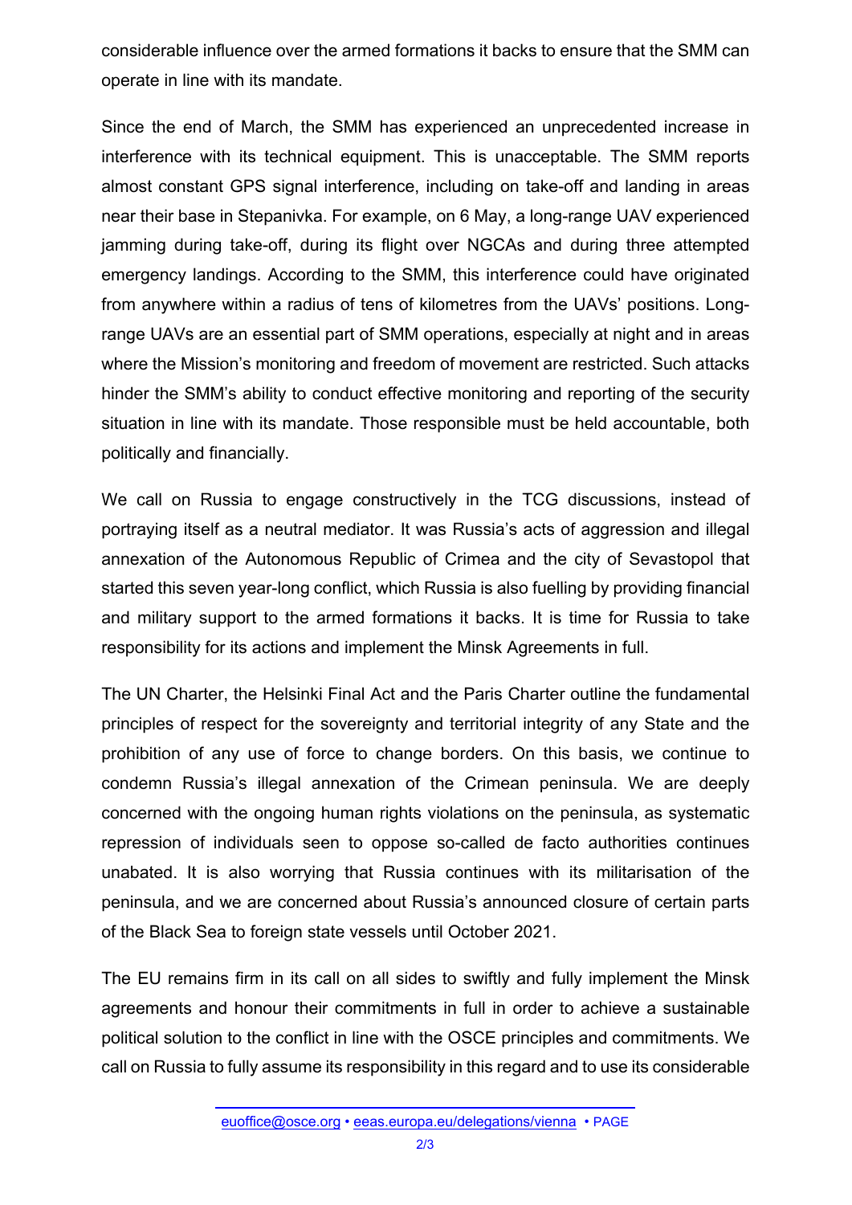considerable influence over the armed formations it backs to ensure that the SMM can operate in line with its mandate.

Since the end of March, the SMM has experienced an unprecedented increase in interference with its technical equipment. This is unacceptable. The SMM reports almost constant GPS signal interference, including on take-off and landing in areas near their base in Stepanivka. For example, on 6 May, a long-range UAV experienced jamming during take-off, during its flight over NGCAs and during three attempted emergency landings. According to the SMM, this interference could have originated from anywhere within a radius of tens of kilometres from the UAVs' positions. Long-range UAVs are an essential part of SMM operations, especially at night and in areas where the Mission's monitoring and freedom of movement are restricted. Such attacks hinder the SMM's ability to conduct effective monitoring and reporting of the security situation in line with its mandate. Those responsible must be held accountable, both politically and financially.

We call on Russia to engage constructively in the TCG discussions, instead of portraying itself as a neutral mediator. It was Russia's acts of aggression and illegal annexation of the Autonomous Republic of Crimea and the city of Sevastopol that started this seven year-long conflict, which Russia is also fuelling by providing financial and military support to the armed formations it backs. It is time for Russia to take responsibility for its actions and implement the Minsk Agreements in full.

The UN Charter, the Helsinki Final Act and the Paris Charter outline the fundamental principles of respect for the sovereignty and territorial integrity of any State and the prohibition of any use of force to change borders. On this basis, we continue to condemn Russia's illegal annexation of the Crimean peninsula. We are deeply concerned with the ongoing human rights violations on the peninsula, as systematic repression of individuals seen to oppose so-called de facto authorities continues unabated. It is also worrying that Russia continues with its militarisation of the peninsula, and we are concerned about Russia's announced closure of certain parts of the Black Sea to foreign state vessels until October 2021.

The EU remains firm in its call on all sides to swiftly and fully implement the Minsk agreements and honour their commitments in full in order to achieve a sustainable political solution to the conflict in line with the OSCE principles and commitments. We call on Russia to fully assume its responsibility in this regard and to use its considerable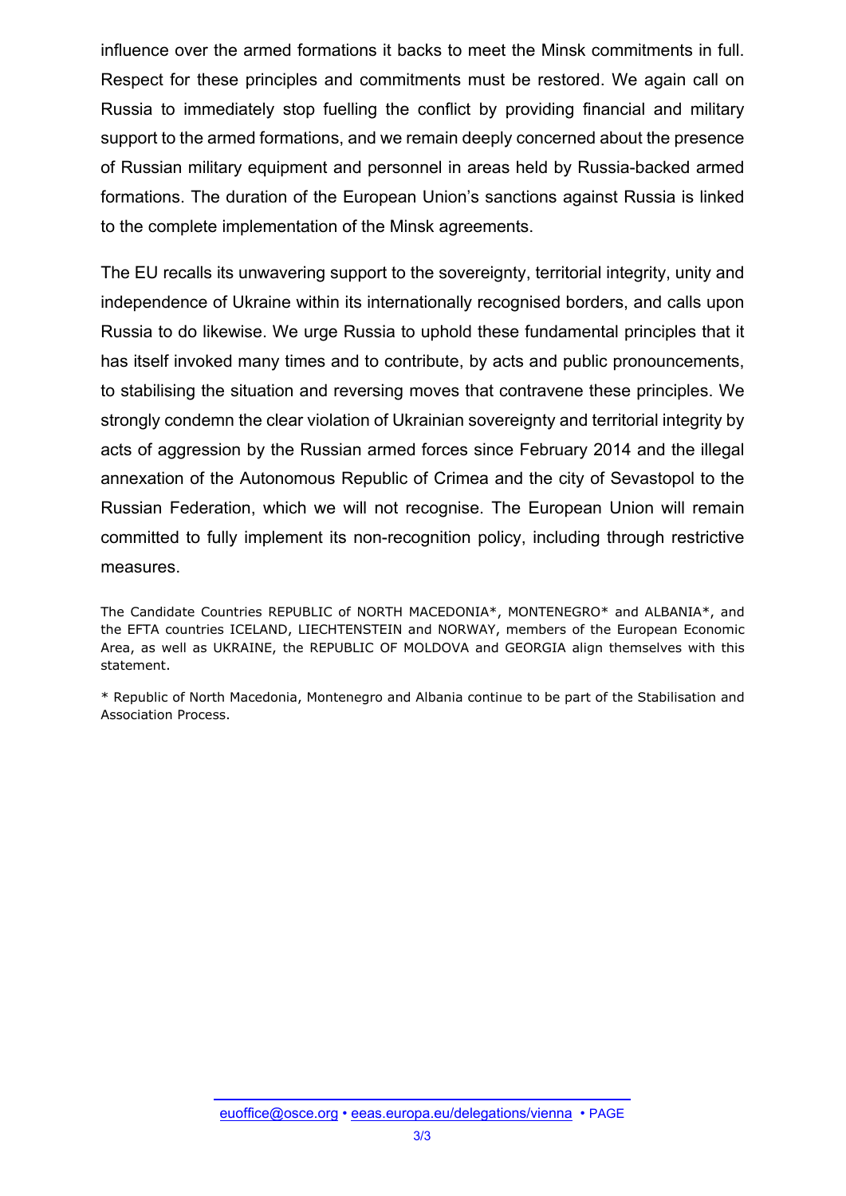influence over the armed formations it backs to meet the Minsk commitments in full. Respect for these principles and commitments must be restored. We again call on Russia to immediately stop fuelling the conflict by providing financial and military support to the armed formations, and we remain deeply concerned about the presence of Russian military equipment and personnel in areas held by Russia-backed armed formations. The duration of the European Union's sanctions against Russia is linked to the complete implementation of the Minsk agreements.

The EU recalls its unwavering support to the sovereignty, territorial integrity, unity and independence of Ukraine within its internationally recognised borders, and calls upon Russia to do likewise. We urge Russia to uphold these fundamental principles that it has itself invoked many times and to contribute, by acts and public pronouncements, to stabilising the situation and reversing moves that contravene these principles. We strongly condemn the clear violation of Ukrainian sovereignty and territorial integrity by acts of aggression by the Russian armed forces since February 2014 and the illegal annexation of the Autonomous Republic of Crimea and the city of Sevastopol to the Russian Federation, which we will not recognise. The European Union will remain committed to fully implement its non-recognition policy, including through restrictive measures.

The Candidate Countries REPUBLIC of NORTH MACEDONIA*, MONTENEGRO* and ALBANIA*, and the EFTA countries ICELAND, LIECHTENSTEIN and NORWAY, members of the European Economic Area, as well as UKRAINE, the REPUBLIC OF MOLDOVA and GEORGIA align themselves with this statement.

* Republic of North Macedonia, Montenegro and Albania continue to be part of the Stabilisation and Association Process.

euoffice@osce.org • eeas.europa.eu/delegations/vienna